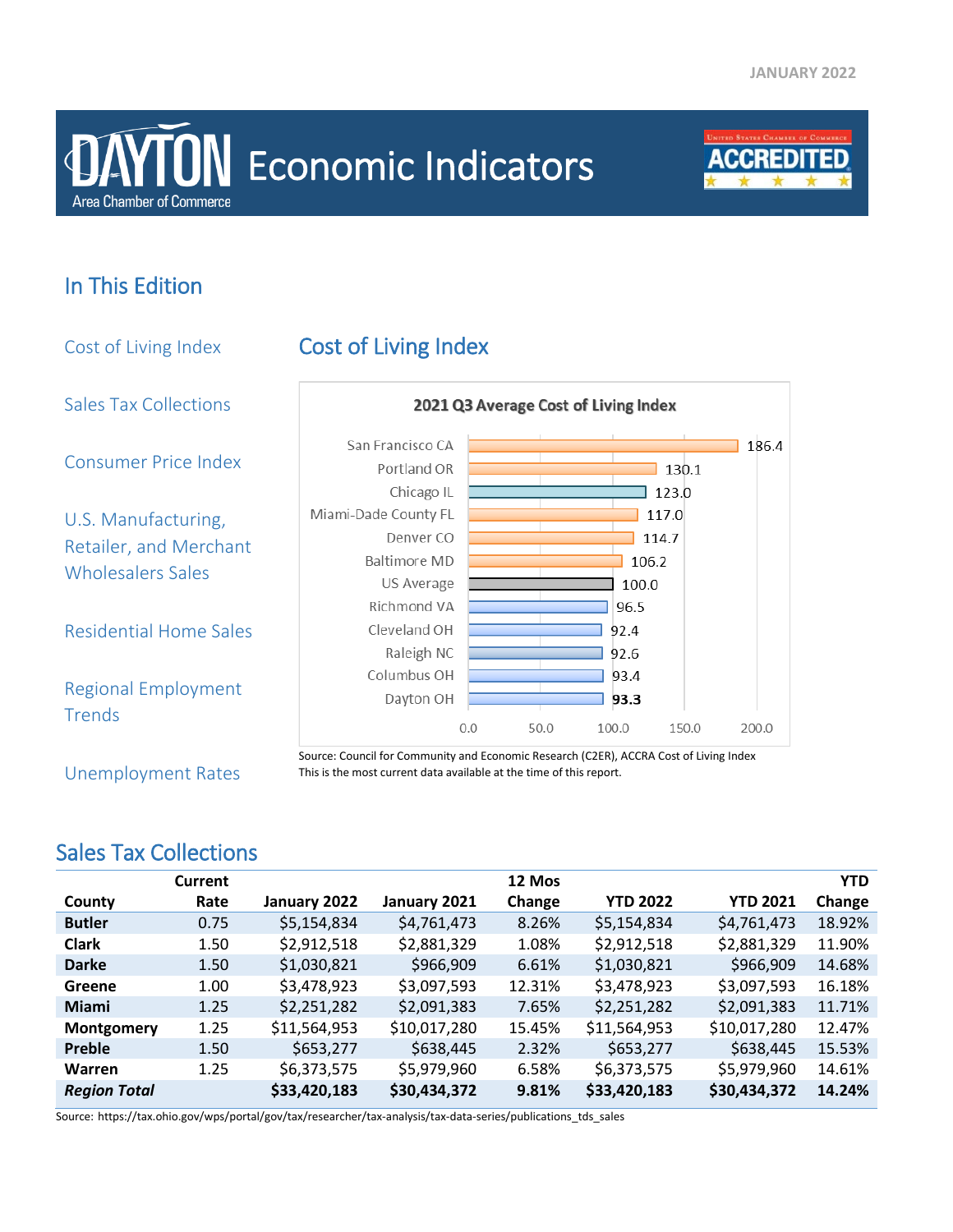JANUARY 2022

# DAYTON Area Chamber of Commerce Economic Indicators

United States Chamber of Commerce ACCREDITED

## In This Edition

- Cost of Living Index
- Sales Tax Collections
- Consumer Price Index
- U.S. Manufacturing, Retailer, and Merchant Wholesalers Sales
- Residential Home Sales
- Regional Employment Trends
- Unemployment Rates

## Cost of Living Index

**2021 Q3 Average Cost of Living Index**

| City | Index |
|---|---|
| San Francisco CA | 186.4 |
| Portland OR | 130.1 |
| Chicago IL | 123.0 |
| Miami-Dade County FL | 117.0 |
| Denver CO | 114.7 |
| Baltimore MD | 106.2 |
| US Average | 100.0 |
| Richmond VA | 96.5 |
| Cleveland OH | 92.4 |
| Raleigh NC | 92.6 |
| Columbus OH | 93.4 |
| Dayton OH | **93.3** |

Source: Council for Community and Economic Research (C2ER), ACCRA Cost of Living Index
This is the most current data available at the time of this report.

## Sales Tax Collections

| County | Current Rate | January 2022 | January 2021 | 12 Mos Change | YTD 2022 | YTD 2021 | YTD Change |
|---|---|---|---|---|---|---|---|
| **Butler** | 0.75 | $5,154,834 | $4,761,473 | 8.26% | $5,154,834 | $4,761,473 | 18.92% |
| **Clark** | 1.50 | $2,912,518 | $2,881,329 | 1.08% | $2,912,518 | $2,881,329 | 11.90% |
| **Darke** | 1.50 | $1,030,821 | $966,909 | 6.61% | $1,030,821 | $966,909 | 14.68% |
| **Greene** | 1.00 | $3,478,923 | $3,097,593 | 12.31% | $3,478,923 | $3,097,593 | 16.18% |
| **Miami** | 1.25 | $2,251,282 | $2,091,383 | 7.65% | $2,251,282 | $2,091,383 | 11.71% |
| **Montgomery** | 1.25 | $11,564,953 | $10,017,280 | 15.45% | $11,564,953 | $10,017,280 | 12.47% |
| **Preble** | 1.50 | $653,277 | $638,445 | 2.32% | $653,277 | $638,445 | 15.53% |
| **Warren** | 1.25 | $6,373,575 | $5,979,960 | 6.58% | $6,373,575 | $5,979,960 | 14.61% |
| ***Region Total*** | | **$33,420,183** | **$30,434,372** | **9.81%** | **$33,420,183** | **$30,434,372** | **14.24%** |

Source: https://tax.ohio.gov/wps/portal/gov/tax/researcher/tax-analysis/tax-data-series/publications_tds_sales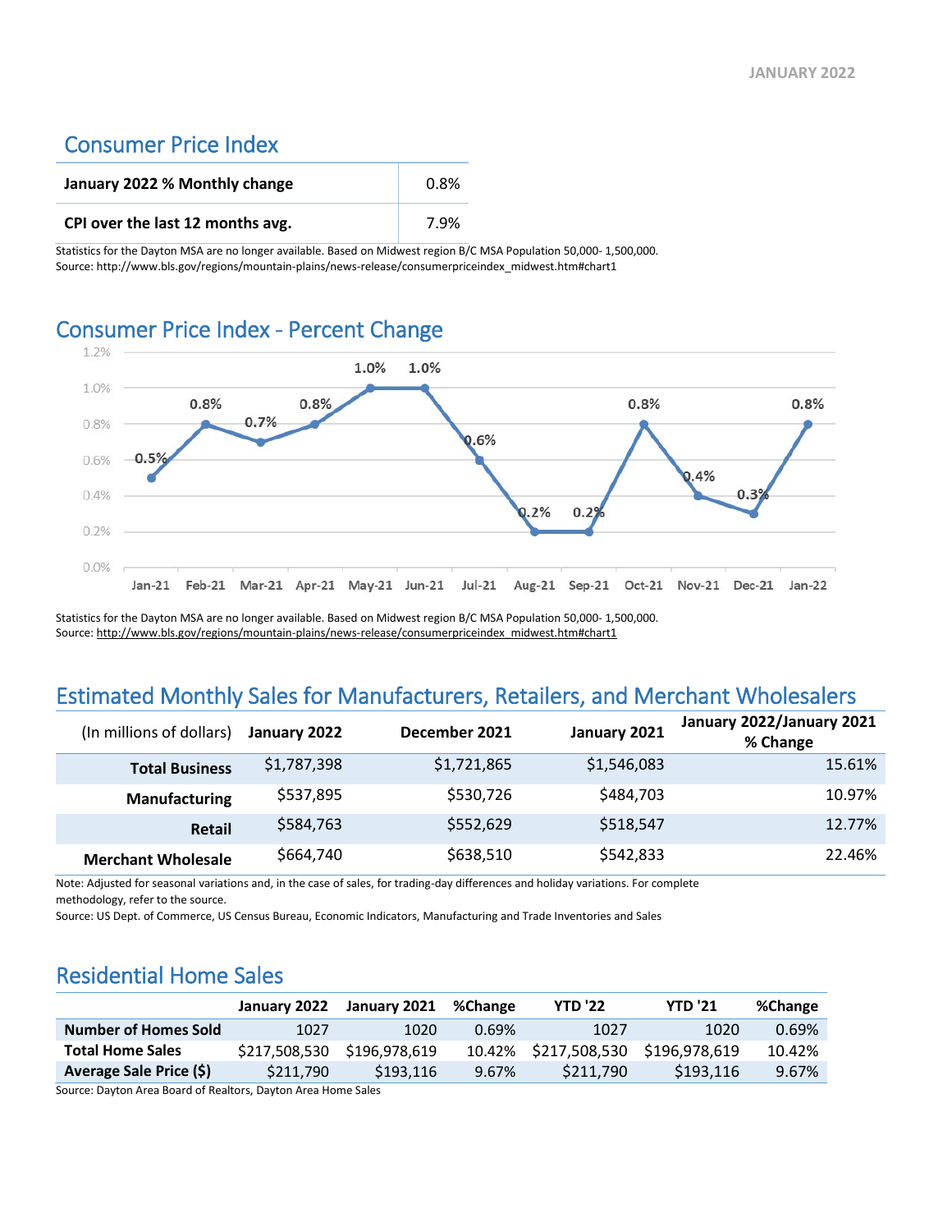## Consumer Price Index

| | |
|---|---|
| **January 2022 % Monthly change** | 0.8% |
| **CPI over the last 12 months avg.** | 7.9% |

Statistics for the Dayton MSA are no longer available. Based on Midwest region B/C MSA Population 50,000- 1,500,000.
Source: http://www.bls.gov/regions/mountain-plains/news-release/consumerpriceindex_midwest.htm#chart1

## Consumer Price Index - Percent Change

| Month | Percent Change |
|---|---|
| Jan-21 | 0.5% |
| Feb-21 | 0.8% |
| Mar-21 | 0.7% |
| Apr-21 | 0.8% |
| May-21 | 1.0% |
| Jun-21 | 1.0% |
| Jul-21 | 0.6% |
| Aug-21 | 0.2% |
| Sep-21 | 0.2% |
| Oct-21 | 0.8% |
| Nov-21 | 0.4% |
| Dec-21 | 0.3% |
| Jan-22 | 0.8% |

Statistics for the Dayton MSA are no longer available. Based on Midwest region B/C MSA Population 50,000- 1,500,000.
Source: http://www.bls.gov/regions/mountain-plains/news-release/consumerpriceindex_midwest.htm#chart1

## Estimated Monthly Sales for Manufacturers, Retailers, and Merchant Wholesalers

| (In millions of dollars) | January 2022 | December 2021 | January 2021 | January 2022/January 2021 % Change |
|---|---|---|---|---|
| **Total Business** | $1,787,398 | $1,721,865 | $1,546,083 | 15.61% |
| **Manufacturing** | $537,895 | $530,726 | $484,703 | 10.97% |
| **Retail** | $584,763 | $552,629 | $518,547 | 12.77% |
| **Merchant Wholesale** | $664,740 | $638,510 | $542,833 | 22.46% |

Note: Adjusted for seasonal variations and, in the case of sales, for trading-day differences and holiday variations. For complete methodology, refer to the source.
Source: US Dept. of Commerce, US Census Bureau, Economic Indicators, Manufacturing and Trade Inventories and Sales

## Residential Home Sales

| | January 2022 | January 2021 | %Change | YTD '22 | YTD '21 | %Change |
|---|---|---|---|---|---|---|
| **Number of Homes Sold** | 1027 | 1020 | 0.69% | 1027 | 1020 | 0.69% |
| **Total Home Sales** | $217,508,530 | $196,978,619 | 10.42% | $217,508,530 | $196,978,619 | 10.42% |
| **Average Sale Price ($)** | $211,790 | $193,116 | 9.67% | $211,790 | $193,116 | 9.67% |

Source: Dayton Area Board of Realtors, Dayton Area Home Sales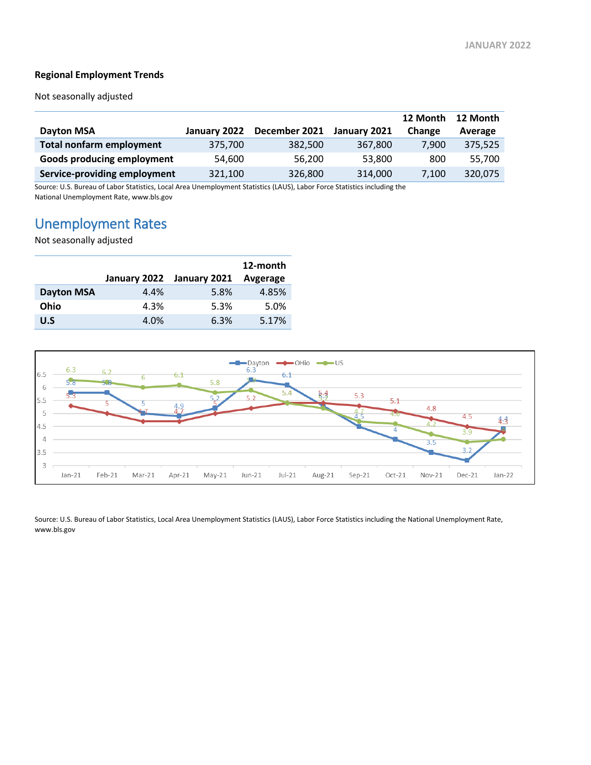**Regional Employment Trends**

Not seasonally adjusted

| Dayton MSA | January 2022 | December 2021 | January 2021 | 12 Month Change | 12 Month Average |
|---|---|---|---|---|---|
| **Total nonfarm employment** | 375,700 | 382,500 | 367,800 | 7,900 | 375,525 |
| **Goods producing employment** | 54,600 | 56,200 | 53,800 | 800 | 55,700 |
| **Service-providing employment** | 321,100 | 326,800 | 314,000 | 7,100 | 320,075 |

Source: U.S. Bureau of Labor Statistics, Local Area Unemployment Statistics (LAUS), Labor Force Statistics including the National Unemployment Rate, www.bls.gov

## Unemployment Rates

Not seasonally adjusted

| | January 2022 | January 2021 | 12-month Avgerage |
|---|---|---|---|
| **Dayton MSA** | 4.4% | 5.8% | 4.85% |
| **Ohio** | 4.3% | 5.3% | 5.0% |
| **U.S** | 4.0% | 6.3% | 5.17% |

Dayton — OHio — US

6.5
6
5.5
5
4.5
4
3.5
3

Jan-21 Feb-21 Mar-21 Apr-21 May-21 Jun-21 Jul-21 Aug-21 Sep-21 Oct-21 Nov-21 Dec-21 Jan-22

Source: U.S. Bureau of Labor Statistics, Local Area Unemployment Statistics (LAUS), Labor Force Statistics including the National Unemployment Rate, www.bls.gov